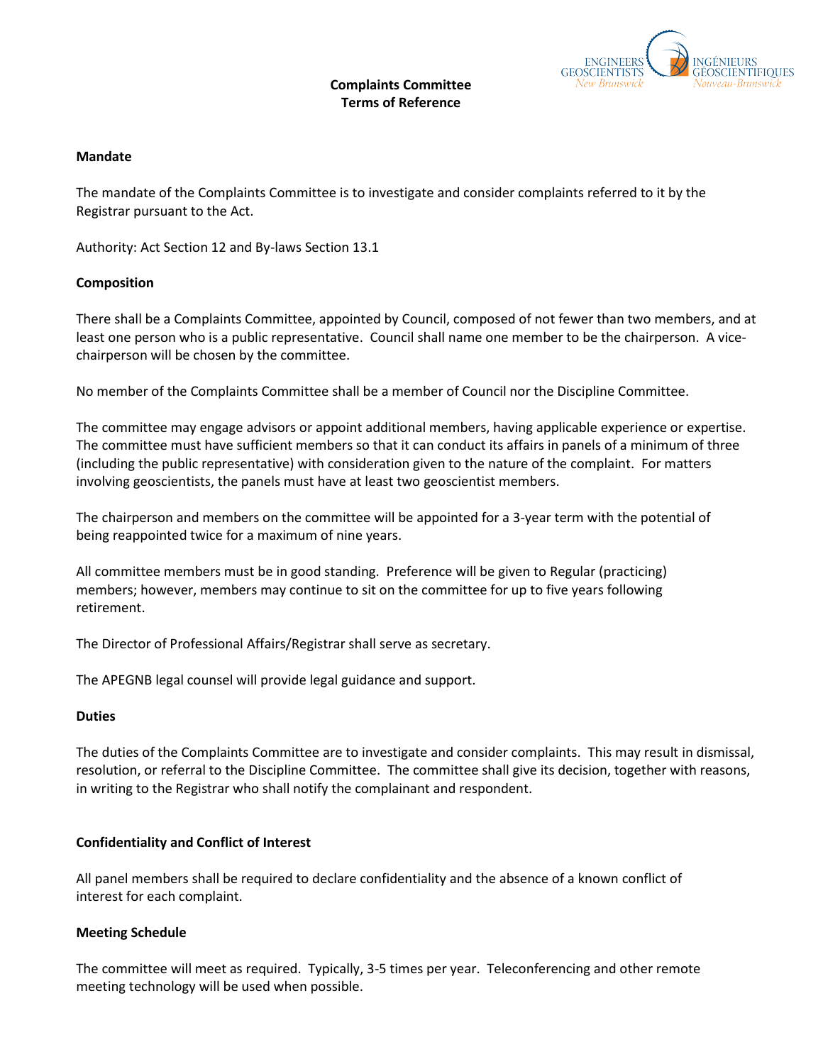# Complaints Committee
# Terms of Reference

## Mandate

The mandate of the Complaints Committee is to investigate and consider complaints referred to it by the Registrar pursuant to the Act.

Authority: Act Section 12 and By-laws Section 13.1

## Composition

There shall be a Complaints Committee, appointed by Council, composed of not fewer than two members, and at least one person who is a public representative. Council shall name one member to be the chairperson. A vice-chairperson will be chosen by the committee.

No member of the Complaints Committee shall be a member of Council nor the Discipline Committee.

The committee may engage advisors or appoint additional members, having applicable experience or expertise. The committee must have sufficient members so that it can conduct its affairs in panels of a minimum of three (including the public representative) with consideration given to the nature of the complaint. For matters involving geoscientists, the panels must have at least two geoscientist members.

The chairperson and members on the committee will be appointed for a 3-year term with the potential of being reappointed twice for a maximum of nine years.

All committee members must be in good standing. Preference will be given to Regular (practicing) members; however, members may continue to sit on the committee for up to five years following retirement.

The Director of Professional Affairs/Registrar shall serve as secretary.

The APEGNB legal counsel will provide legal guidance and support.

## Duties

The duties of the Complaints Committee are to investigate and consider complaints. This may result in dismissal, resolution, or referral to the Discipline Committee. The committee shall give its decision, together with reasons, in writing to the Registrar who shall notify the complainant and respondent.

## Confidentiality and Conflict of Interest

All panel members shall be required to declare confidentiality and the absence of a known conflict of interest for each complaint.

## Meeting Schedule

The committee will meet as required. Typically, 3-5 times per year. Teleconferencing and other remote meeting technology will be used when possible.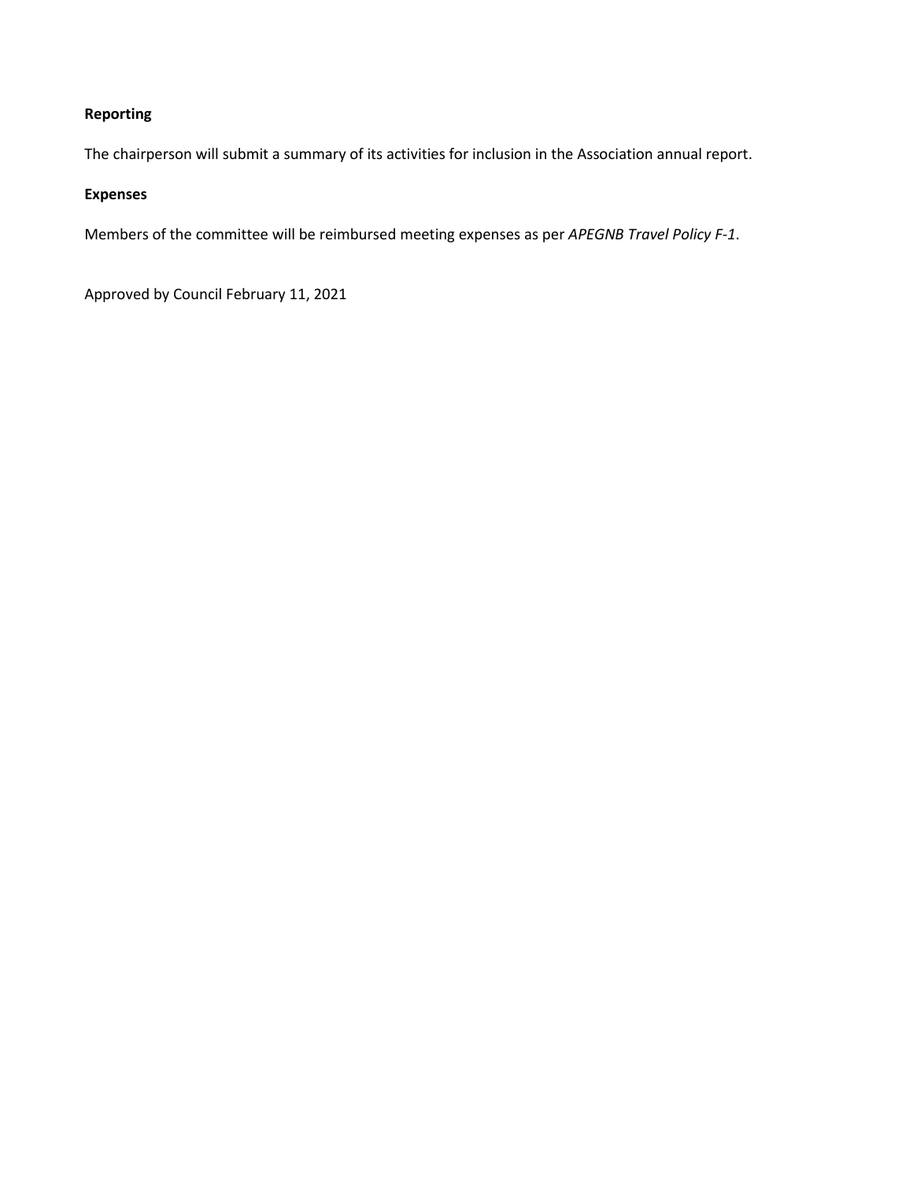**Reporting**

The chairperson will submit a summary of its activities for inclusion in the Association annual report.

**Expenses**

Members of the committee will be reimbursed meeting expenses as per *APEGNB Travel Policy F-1*.

Approved by Council February 11, 2021